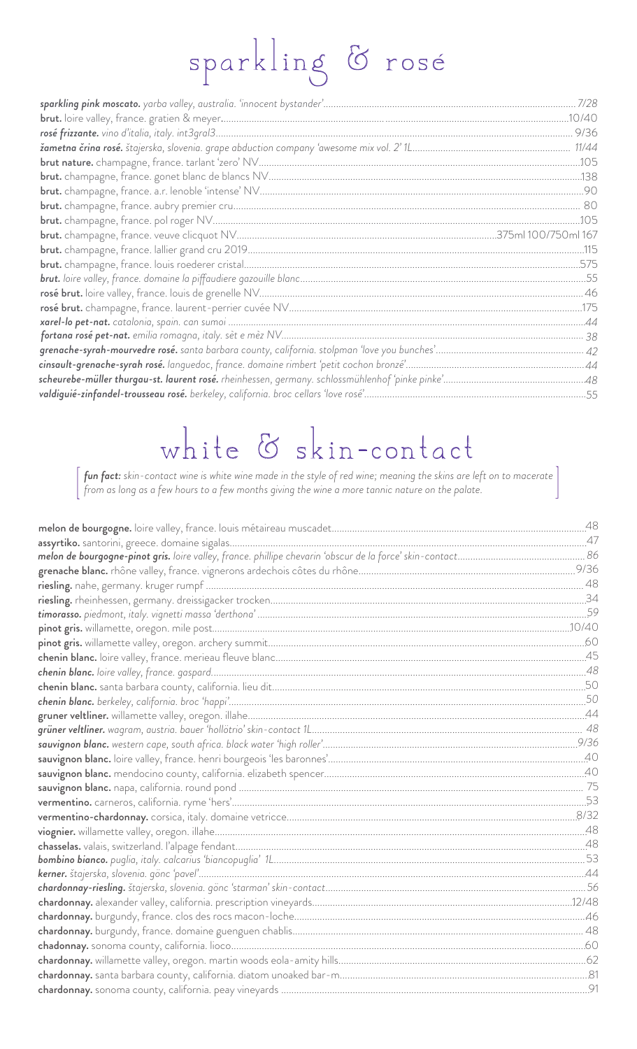# sparkling & rosé

*sparkling pink moscato. yarra valley, australia. 'innocent bystander'*......7/28
**brut.** loire valley, france. gratien & meyer......10/40
*rosé frizzante. vino d'italia, italy. int3gral3*......9/36
*žametna črina rosé. štajerska, slovenia. grape abduction company 'awesome mix vol. 2' 1L*......11/44
**brut nature.** champagne, france. tarlant 'zero' NV......105
**brut.** champagne, france. gonet blanc de blancs NV......138
**brut.** champagne, france. a.r. lenoble 'intense' NV......90
**brut.** champagne, france. aubry premier cru......80
**brut.** champagne, france. pol roger NV......105
**brut.** champagne, france. veuve clicquot NV......375ml 100/750ml 167
**brut.** champagne, france. lallier grand cru 2019......115
**brut.** champagne, france. louis roederer cristal......575
*brut. loire valley, france. domaine la piffaudiere gazouille blanc*......55
**rosé brut.** loire valley, france. louis de grenelle NV......46
**rosé brut.** champagne, france. laurent-perrier cuvée NV......175
*xarel-lo pet-nat. catalonia, spain. can sumoi*......44
*fortana rosé pet-nat. emilia romagna, italy. sèt e mèz NV*......38
*grenache-syrah-mourvedre rosé. santa barbara county, california. stolpman 'love you bunches'*......42
*cinsault-grenache-syrah rosé. languedoc, france. domaine rimbert 'petit cochon bronzé'*......44
*scheurebe-müller thurgau-st. laurent rosé. rheinhessen, germany. schlossmühlenhof 'pinke pinke'*......48
*valdiguié-zinfandel-trousseau rosé. berkeley, california. broc cellars 'love rosé'*......55

# white & skin-contact

***fun fact:** skin-contact wine is white wine made in the style of red wine; meaning the skins are left on to macerate from as long as a few hours to a few months giving the wine a more tannic nature on the palate.*

**melon de bourgogne.** loire valley, france. louis métaireau muscadet......48
**assyrtiko.** santorini, greece. domaine sigalas......47
*melon de bourgogne-pinot gris. loire valley, france. phillipe chevarin 'obscur de la force' skin-contact*......86
**grenache blanc.** rhône valley, france. vignerons ardechois côtes du rhône......9/36
**riesling.** nahe, germany. kruger rumpf......48
**riesling.** rheinhessen, germany. dreissigacker trocken......34
*timorasso. piedmont, italy. vignetti massa 'derthona'*......59
**pinot gris.** willamette, oregon. mile post......10/40
**pinot gris.** willamette valley, oregon. archery summit......60
**chenin blanc.** loire valley, france. merieau fleuve blanc......45
*chenin blanc. loire valley, france. gaspard*......48
**chenin blanc.** santa barbara county, california. lieu dit......50
*chenin blanc. berkeley, california. broc 'happi'*......50
**gruner veltliner.** willamette valley, oregon. illahe......44
*grüner veltliner. wagram, austria. bauer 'hollótrio' skin-contact 1L*......48
*sauvignon blanc. western cape, south africa. black water 'high roller'*......9/36
**sauvignon blanc.** loire valley, france. henri bourgeois 'les baronnes'......40
**sauvignon blanc.** mendocino county, california. elizabeth spencer......40
**sauvignon blanc.** napa, california. round pond......75
**vermentino.** carneros, california. ryme 'hers'......53
**vermentino-chardonnay.** corsica, italy. domaine vetricce......8/32
**viognier.** willamette valley, oregon. illahe......48
**chasselas.** valais, switzerland. l'alpage fendant......48
*bombino bianco. puglia, italy. calcarius 'biancopuglia' 1L*......53
*kerner. štajerska, slovenia. gönc 'pavel'*......44
*chardonnay-riesling. štajerska, slovenia. gönc 'starman' skin-contact*......56
**chardonnay.** alexander valley, california. prescription vineyards......12/48
**chardonnay.** burgundy, france. clos des rocs macon-loche......46
**chardonnay.** burgundy, france. domaine guenguen chablis......48
**chardonnay.** sonoma county, california. lioco......60
**chardonnay.** willamette valley, oregon. martin woods eola-amity hills......62
**chardonnay.** santa barbara county, california. diatom unoaked bar-m......81
**chardonnay.** sonoma county, california. peay vineyards......91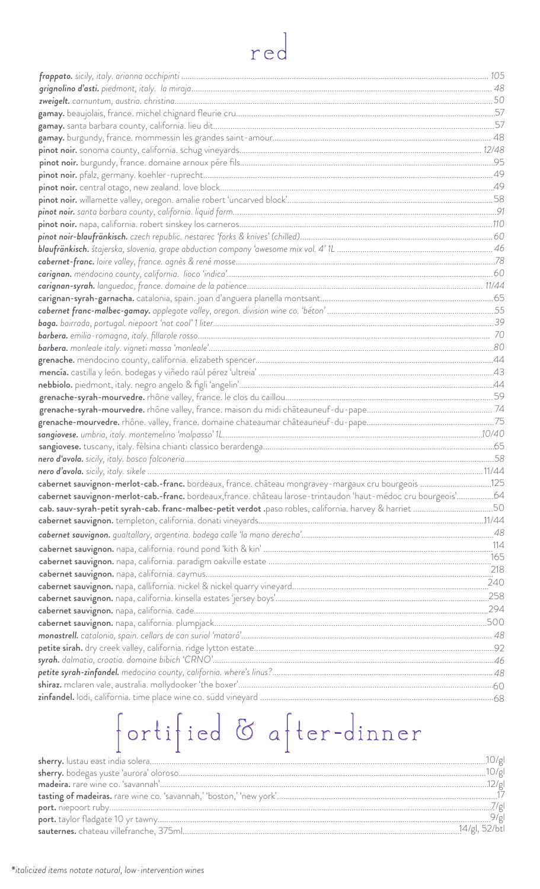# red

| | |
|---|---|
| ***frappato.** sicily, italy. arianna occhipinti* | 105 |
| ***grignolino d'asti.** piedmont, italy. la miraja* | 48 |
| ***zweigelt.** carnuntum, austria. christina* | 50 |
| **gamay.** beaujolais, france. michel chignard fleurie cru | 57 |
| **gamay.** santa barbara county, california. lieu dit | 57 |
| **gamay.** burgundy, france. mommessin les grandes saint-amour | 48 |
| **pinot noir.** sonoma county, california. schug vineyards | 12/48 |
| **pinot noir.** burgundy, france. domaine arnoux pére fils | 95 |
| **pinot noir.** pfalz, germany. koehler-ruprecht | 49 |
| **pinot noir.** central otago, new zealand. love block | 49 |
| **pinot noir.** willamette valley, oregon. amalie robert 'uncarved block' | 58 |
| ***pinot noir.** santa barbara county, california. liquid farm* | 91 |
| **pinot noir.** napa, california. robert sinskey los carneros | 110 |
| ***pinot noir-blaufränkisch.** czech republic. nestarec 'forks & knives' (chilled)* | 60 |
| ***blaufränkisch.** štajerska, slovenia. grape abduction company 'awesome mix vol. 4' 1L* | 46 |
| ***cabernet-franc.** loire valley, france. agnès & rené mosse* | 78 |
| ***carignan.** mendocino county, california. lioco 'indica'* | 60 |
| ***carignan-syrah.** languedoc, france. domaine de la patience* | 11/44 |
| **carignan-syrah-garnacha.** catalonia, spain. joan d'anguera planella montsant | 65 |
| ***cabernet franc-malbec-gamay.** applegate valley, oregon. division wine co. 'béton'* | 55 |
| ***baga.** bairrada, portugal. niepoort 'nat cool' 1 liter* | 39 |
| ***barbera.** emilia-romagna, italy. fillarole rosso* | 70 |
| ***barbera.** monleale italy. vigneti massa 'monleale'* | 80 |
| **grenache.** mendocino county, california. elizabeth spencer | 44 |
| **mencía.** castilla y león. bodegas y viñedo raúl pérez 'ultreia' | 43 |
| **nebbiolo.** piedmont, italy. negro angelo & figli 'angelin' | 44 |
| **grenache-syrah-mourvedre.** rhône valley, france. le clos du caillou | 59 |
| **grenache-syrah-mourvedre.** rhône valley, france. maison du midi châteauneuf-du-pape | 74 |
| **grenache-mourvedre.** rhône. valley, france. domaine chateaumar châteauneuf-du-pape | 75 |
| ***sangiovese.** umbria, italy. montemelino 'malpasso' 1L* | 10/40 |
| **sangiovese.** tuscany, italy. fèlsina chianti classico berardenga | 65 |
| ***nero d'avola.** sicily, italy. bosco falconeria* | 58 |
| ***nero d'avola.** sicily, italy. sikele* | 11/44 |
| **cabernet sauvignon-merlot-cab.-franc.** bordeaux, france. château mongravey-margaux cru bourgeois | 125 |
| **cabernet sauvignon-merlot-cab.-franc.** bordeaux,france. château larose-trintaudon 'haut-médoc cru bourgeois' | 64 |
| **cab. sauv-syrah-petit syrah-cab. franc-malbec-petit verdot** .paso robles, california. harvey & harriet | 50 |
| **cabernet sauvignon.** templeton, california. donati vineyards | 11/44 |
| ***cabernet sauvignon.** gualtallary, argentina. bodega calle 'la mano derecha'* | 48 |
| **cabernet sauvignon.** napa, california. round pond 'kith & kin' | 114 |
| **cabernet sauvignon.** napa, california. paradigm oakville estate | 165 |
| **cabernet sauvignon.** napa, california. caymus | 218 |
| **cabernet sauvignon.** napa, callifornia. nickel & nickel quarry vineyard | 240 |
| **cabernet sauvignon.** napa, california. kinsella estates 'jersey boys' | 258 |
| **cabernet sauvignon.** napa, california. cade | 294 |
| **cabernet sauvignon.** napa, california. plumpjack | 500 |
| ***monastrell.** catalonia, spain. cellars de can suriol 'mataró'* | 48 |
| **petite sirah.** dry creek valley, california. ridge lytton estate | 92 |
| ***syrah.** dalmatia, croatia. domaine bibich 'CRNO'* | 46 |
| ***petite syrah-zinfandel.** medocino county, california. where's linus?* | 48 |
| **shiraz.** mclaren vale, australia. mollydooker 'the boxer' | 60 |
| **zinfandel.** lodi, california. time place wine co. südd vineyard | 68 |

# fortified & after-dinner

| | |
|---|---|
| **sherry.** lustau east india solera | 10/gl |
| **sherry.** bodegas yuste 'aurora' oloroso | 10/gl |
| **madeira.** rare wine co. 'savannah' | 12/gl |
| **tasting of madeiras.** rare wine co. 'savannah,' 'boston,' 'new york' | 17 |
| **port.** niepoort ruby | 7/gl |
| **port.** taylor fladgate 10 yr tawny | 9/gl |
| **sauternes.** chateau villefranche, 375ml | 14/gl, 52/btl |

*italicized items notate natural, low-intervention wines